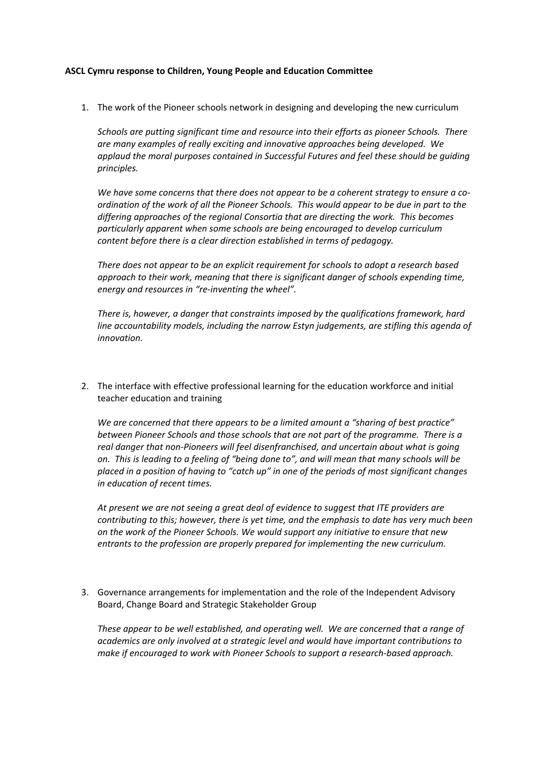**ASCL Cymru response to Children, Young People and Education Committee**

1. The work of the Pioneer schools network in designing and developing the new curriculum

   *Schools are putting significant time and resource into their efforts as pioneer Schools. There are many examples of really exciting and innovative approaches being developed. We applaud the moral purposes contained in Successful Futures and feel these should be guiding principles.*

   *We have some concerns that there does not appear to be a coherent strategy to ensure a co-ordination of the work of all the Pioneer Schools. This would appear to be due in part to the differing approaches of the regional Consortia that are directing the work. This becomes particularly apparent when some schools are being encouraged to develop curriculum content before there is a clear direction established in terms of pedagogy.*

   *There does not appear to be an explicit requirement for schools to adopt a research based approach to their work, meaning that there is significant danger of schools expending time, energy and resources in "re-inventing the wheel".*

   *There is, however, a danger that constraints imposed by the qualifications framework, hard line accountability models, including the narrow Estyn judgements, are stifling this agenda of innovation.*

2. The interface with effective professional learning for the education workforce and initial teacher education and training

   *We are concerned that there appears to be a limited amount a "sharing of best practice" between Pioneer Schools and those schools that are not part of the programme. There is a real danger that non-Pioneers will feel disenfranchised, and uncertain about what is going on. This is leading to a feeling of "being done to", and will mean that many schools will be placed in a position of having to "catch up" in one of the periods of most significant changes in education of recent times.*

   *At present we are not seeing a great deal of evidence to suggest that ITE providers are contributing to this; however, there is yet time, and the emphasis to date has very much been on the work of the Pioneer Schools. We would support any initiative to ensure that new entrants to the profession are properly prepared for implementing the new curriculum.*

3. Governance arrangements for implementation and the role of the Independent Advisory Board, Change Board and Strategic Stakeholder Group

   *These appear to be well established, and operating well. We are concerned that a range of academics are only involved at a strategic level and would have important contributions to make if encouraged to work with Pioneer Schools to support a research-based approach.*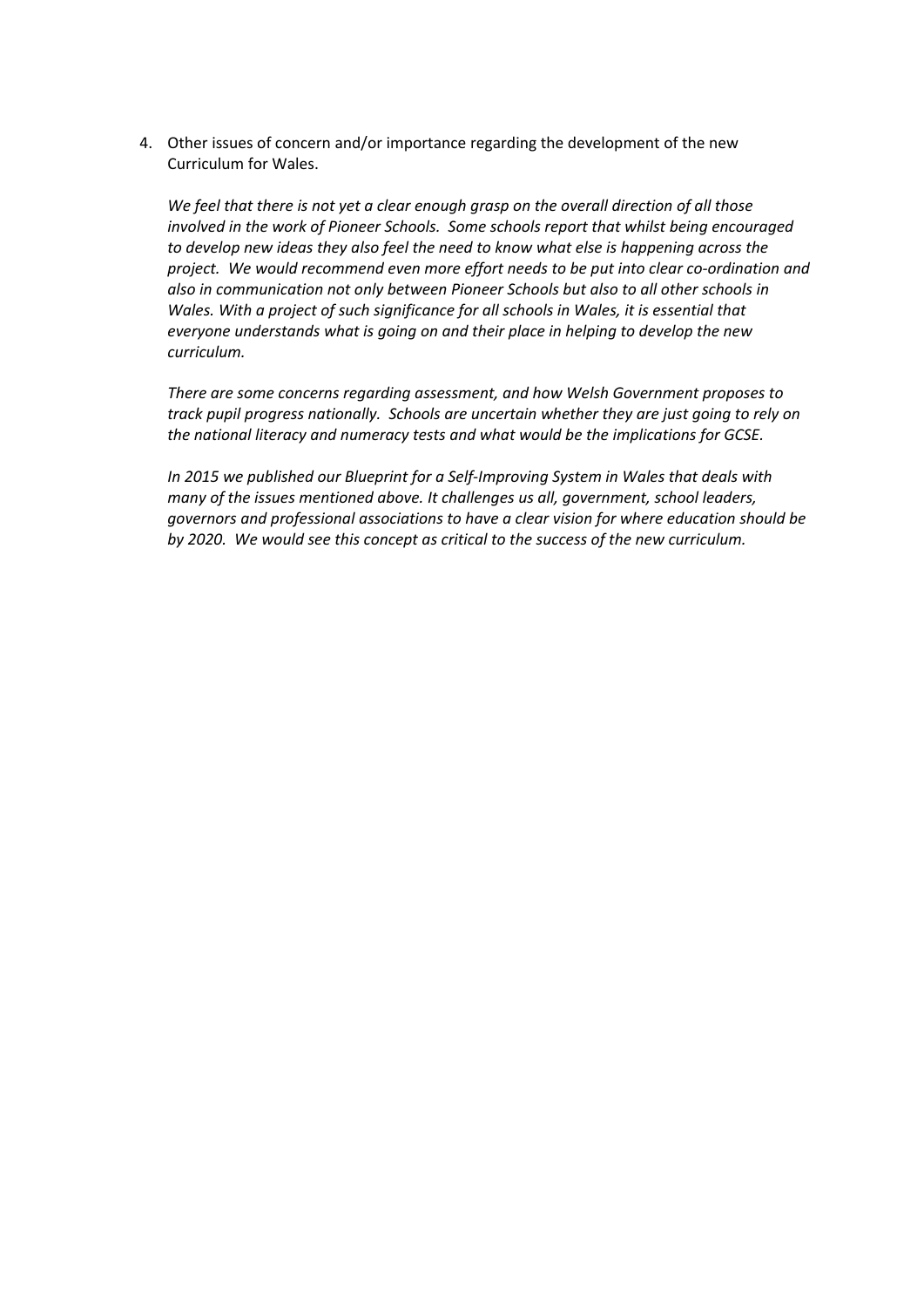4. Other issues of concern and/or importance regarding the development of the new Curriculum for Wales.

   *We feel that there is not yet a clear enough grasp on the overall direction of all those involved in the work of Pioneer Schools. Some schools report that whilst being encouraged to develop new ideas they also feel the need to know what else is happening across the project. We would recommend even more effort needs to be put into clear co-ordination and also in communication not only between Pioneer Schools but also to all other schools in Wales. With a project of such significance for all schools in Wales, it is essential that everyone understands what is going on and their place in helping to develop the new curriculum.*

   *There are some concerns regarding assessment, and how Welsh Government proposes to track pupil progress nationally. Schools are uncertain whether they are just going to rely on the national literacy and numeracy tests and what would be the implications for GCSE.*

   *In 2015 we published our Blueprint for a Self-Improving System in Wales that deals with many of the issues mentioned above. It challenges us all, government, school leaders, governors and professional associations to have a clear vision for where education should be by 2020. We would see this concept as critical to the success of the new curriculum.*